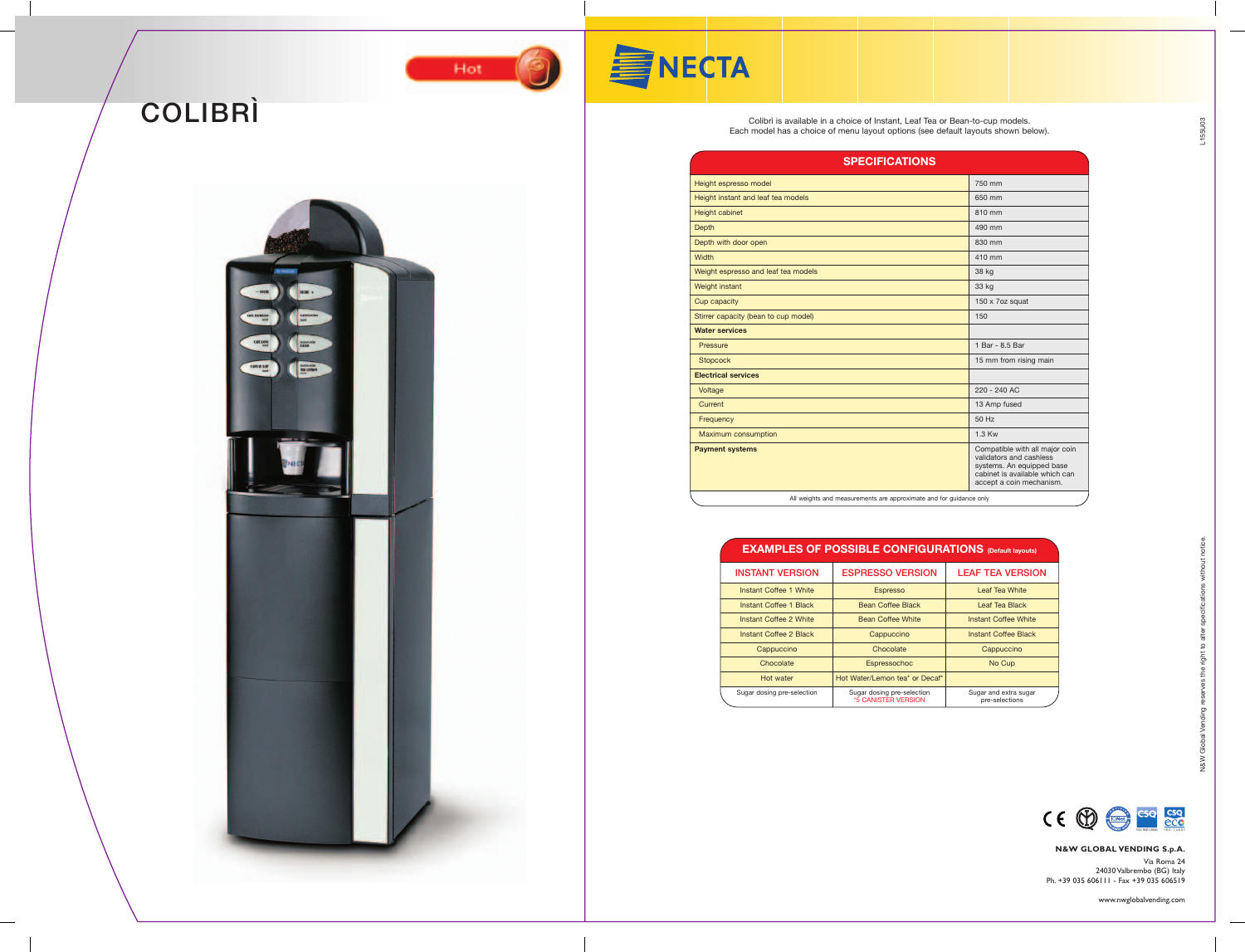# COLIBRÌ

Hot

## NECTA

Colibrì is available in a choice of Instant, Leaf Tea or Bean-to-cup models.
Each model has a choice of menu layout options (see default layouts shown below).

L155U03

| SPECIFICATIONS | |
|---|---|
| Height espresso model | 750 mm |
| Height instant and leaf tea models | 650 mm |
| Height cabinet | 810 mm |
| Depth | 490 mm |
| Depth with door open | 830 mm |
| Width | 410 mm |
| Weight espresso and leaf tea models | 38 kg |
| Weight instant | 33 kg |
| Cup capacity | 150 x 7oz squat |
| Stirrer capacity (bean to cup model) | 150 |
| **Water services** | |
| Pressure | 1 Bar - 8.5 Bar |
| Stopcock | 15 mm from rising main |
| **Electrical services** | |
| Voltage | 220 - 240 AC |
| Current | 13 Amp fused |
| Frequency | 50 Hz |
| Maximum consumption | 1.3 Kw |
| **Payment systems** | Compatible with all major coin validators and cashless systems. An equipped base cabinet is available which can accept a coin mechanism. |

All weights and measurements are approximate and for guidance only

## EXAMPLES OF POSSIBLE CONFIGURATIONS (Default layouts)

| INSTANT VERSION | ESPRESSO VERSION | LEAF TEA VERSION |
|---|---|---|
| Instant Coffee 1 White | Espresso | Leaf Tea White |
| Instant Coffee 1 Black | Bean Coffee Black | Leaf Tea Black |
| Instant Coffee 2 White | Bean Coffee White | Instant Coffee White |
| Instant Coffee 2 Black | Cappuccino | Instant Coffee Black |
| Cappuccino | Chocolate | Cappuccino |
| Chocolate | Espressochoc | No Cup |
| Hot water | Hot Water/Lemon tea* or Decaf* | |
| Sugar dosing pre-selection | Sugar dosing pre-selection *5 CANISTER VERSION | Sugar and extra sugar pre-selections |

N&W Global Vending reserves the right to alter specifications without notice.

**N&W GLOBAL VENDING S.p.A.**
Via Roma 24
24030 Valbrembo (BG) Italy
Ph. +39 035 606111 - Fax +39 035 606519

www.nwglobalvending.com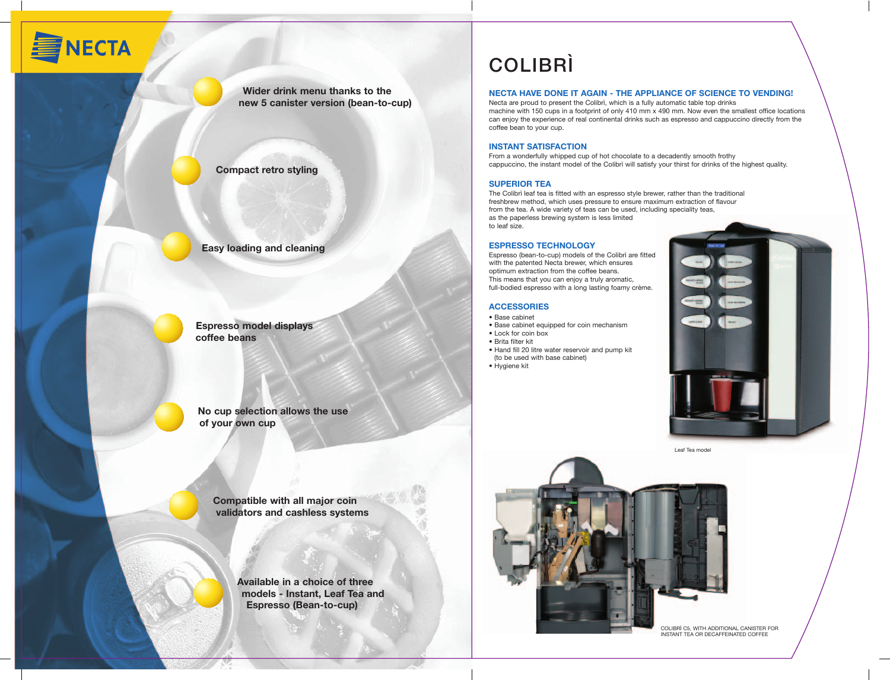NECTA

- Wider drink menu thanks to the new 5 canister version (bean-to-cup)
- Compact retro styling
- Easy loading and cleaning
- Espresso model displays coffee beans
- No cup selection allows the use of your own cup
- Compatible with all major coin validators and cashless systems
- Available in a choice of three models - Instant, Leaf Tea and Espresso (Bean-to-cup)

# COLIBRÌ

## NECTA HAVE DONE IT AGAIN - THE APPLIANCE OF SCIENCE TO VENDING!

Necta are proud to present the Colibrì, which is a fully automatic table top drinks machine with 150 cups in a footprint of only 410 mm x 490 mm. Now even the smallest office locations can enjoy the experience of real continental drinks such as espresso and cappuccino directly from the coffee bean to your cup.

## INSTANT SATISFACTION

From a wonderfully whipped cup of hot chocolate to a decadently smooth frothy cappuccino, the instant model of the Colibrì will satisfy your thirst for drinks of the highest quality.

## SUPERIOR TEA

The Colibrì leaf tea is fitted with an espresso style brewer, rather than the traditional freshbrew method, which uses pressure to ensure maximum extraction of flavour from the tea. A wide variety of teas can be used, including speciality teas, as the paperless brewing system is less limited to leaf size.

## ESPRESSO TECHNOLOGY

Espresso (bean-to-cup) models of the Colibrì are fitted with the patented Necta brewer, which ensures optimum extraction from the coffee beans. This means that you can enjoy a truly aromatic, full-bodied espresso with a long lasting foamy crème.

## ACCESSORIES

- Base cabinet
- Base cabinet equipped for coin mechanism
- Lock for coin box
- Brita filter kit
- Hand fill 20 litre water reservoir and pump kit (to be used with base cabinet)
- Hygiene kit

Leaf Tea model

COLIBRÌ C5, WITH ADDITIONAL CANISTER FOR INSTANT TEA OR DECAFFEINATED COFFEE